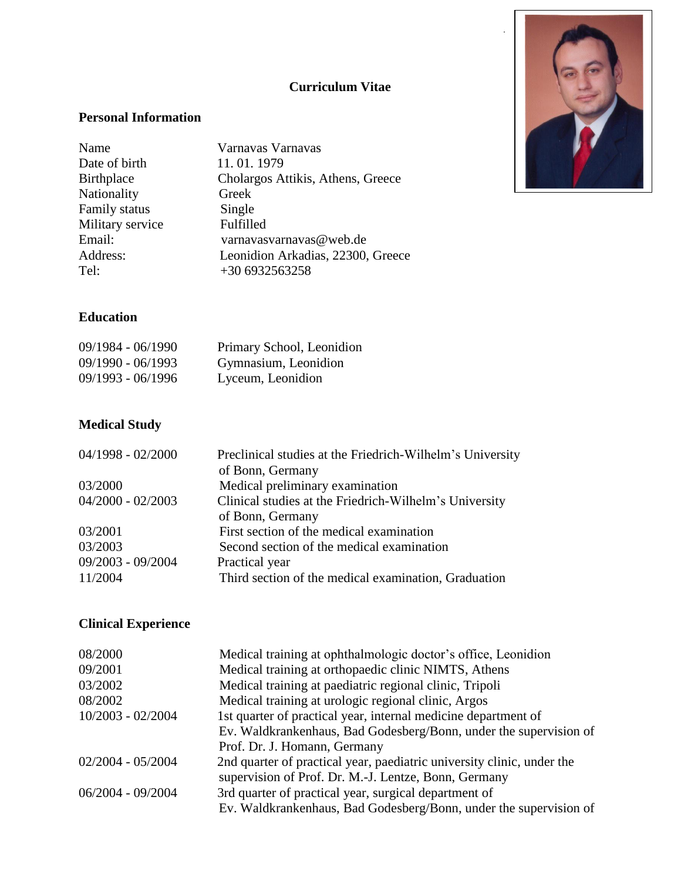# Curriculum Vitae

## Personal Information

| | |
|---|---|
| Name | Varnavas Varnavas |
| Date of birth | 11. 01. 1979 |
| Birthplace | Cholargos Attikis, Athens, Greece |
| Nationality | Greek |
| Family status | Single |
| Military service | Fulfilled |
| Email: | varnavasvarnavas@web.de |
| Address: | Leonidion Arkadias, 22300, Greece |
| Tel: | +30 6932563258 |

## Education

| | |
|---|---|
| 09/1984 - 06/1990 | Primary School, Leonidion |
| 09/1990 - 06/1993 | Gymnasium, Leonidion |
| 09/1993 - 06/1996 | Lyceum, Leonidion |

## Medical Study

| | |
|---|---|
| 04/1998 - 02/2000 | Preclinical studies at the Friedrich-Wilhelm's University of Bonn, Germany |
| 03/2000 | Medical preliminary examination |
| 04/2000 - 02/2003 | Clinical studies at the Friedrich-Wilhelm's University of Bonn, Germany |
| 03/2001 | First section of the medical examination |
| 03/2003 | Second section of the medical examination |
| 09/2003 - 09/2004 | Practical year |
| 11/2004 | Third section of the medical examination, Graduation |

## Clinical Experience

| | |
|---|---|
| 08/2000 | Medical training at ophthalmologic doctor's office, Leonidion |
| 09/2001 | Medical training at orthopaedic clinic NIMTS, Athens |
| 03/2002 | Medical training at paediatric regional clinic, Tripoli |
| 08/2002 | Medical training at urologic regional clinic, Argos |
| 10/2003 - 02/2004 | 1st quarter of practical year, internal medicine department of Ev. Waldkrankenhaus, Bad Godesberg/Bonn, under the supervision of Prof. Dr. J. Homann, Germany |
| 02/2004 - 05/2004 | 2nd quarter of practical year, paediatric university clinic, under the supervision of Prof. Dr. M.-J. Lentze, Bonn, Germany |
| 06/2004 - 09/2004 | 3rd quarter of practical year, surgical department of Ev. Waldkrankenhaus, Bad Godesberg/Bonn, under the supervision of |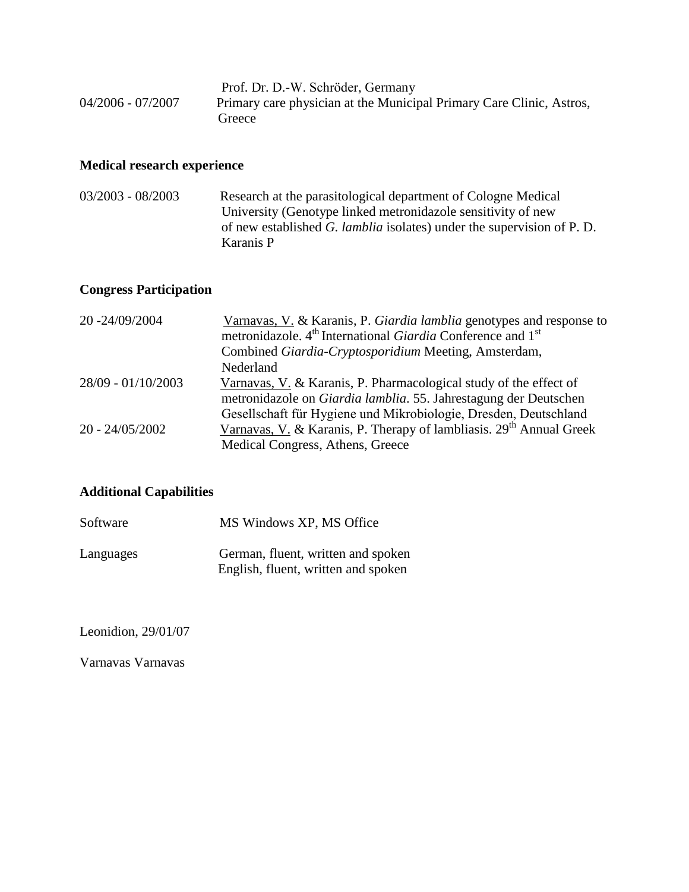| | |
|---|---|
| | Prof. Dr. D.-W. Schröder, Germany |
| 04/2006 - 07/2007 | Primary care physician at the Municipal Primary Care Clinic, Astros, Greece |

**Medical research experience**

| | |
|---|---|
| 03/2003 - 08/2003 | Research at the parasitological department of Cologne Medical University (Genotype linked metronidazole sensitivity of new of new established *G. lamblia* isolates) under the supervision of P. D. Karanis P |

**Congress Participation**

| | |
|---|---|
| 20 -24/09/2004 | Varnavas, V. & Karanis, P. *Giardia lamblia* genotypes and response to metronidazole. 4th International *Giardia* Conference and 1st Combined *Giardia-Cryptosporidium* Meeting, Amsterdam, Nederland |
| 28/09 - 01/10/2003 | Varnavas, V. & Karanis, P. Pharmacological study of the effect of metronidazole on *Giardia lamblia*. 55. Jahrestagung der Deutschen Gesellschaft für Hygiene und Mikrobiologie, Dresden, Deutschland |
| 20 - 24/05/2002 | Varnavas, V. & Karanis, P. Therapy of lambliasis. 29th Annual Greek Medical Congress, Athens, Greece |

**Additional Capabilities**

| | |
|---|---|
| Software | MS Windows XP, MS Office |
| Languages | German, fluent, written and spoken<br>English, fluent, written and spoken |

Leonidion, 29/01/07

Varnavas Varnavas